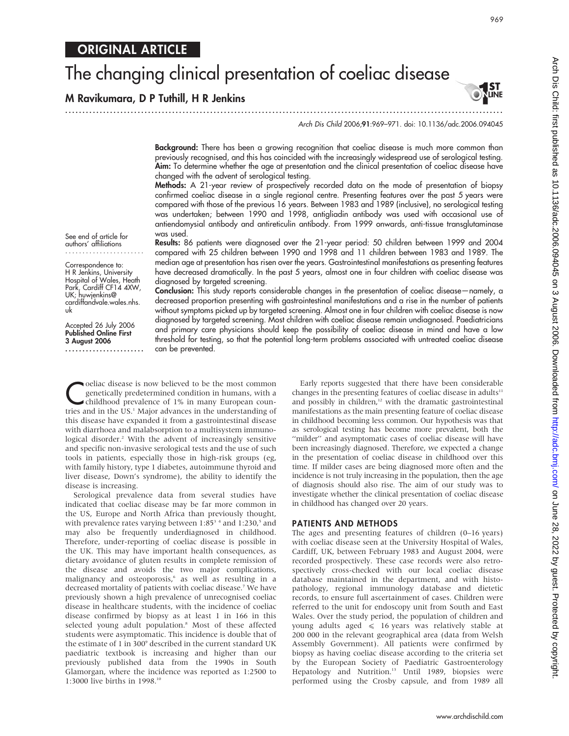ORIGINAL ARTICLE

# The changing clinical presentation of coeliac disease

**M Ravikumara, D P Tuthill, H R Jenkins**

*Arch Dis Child* 2006;**91**:969–971. doi: 10.1136/adc.2006.094045

**Background:** There has been a growing recognition that coeliac disease is much more common than previously recognised, and this has coincided with the increasingly widespread use of serological testing.

**Aim:** To determine whether the age at presentation and the clinical presentation of coeliac disease have changed with the advent of serological testing.

**Methods:** A 21-year review of prospectively recorded data on the mode of presentation of biopsy confirmed coeliac disease in a single regional centre. Presenting features over the past 5 years were compared with those of the previous 16 years. Between 1983 and 1989 (inclusive), no serological testing was undertaken; between 1990 and 1998, antigliadin antibody was used with occasional use of antiendomysial antibody and antireticulin antibody. From 1999 onwards, anti-tissue transglutaminase was used.

**Results:** 86 patients were diagnosed over the 21-year period: 50 children between 1999 and 2004 compared with 25 children between 1990 and 1998 and 11 children between 1983 and 1989. The median age at presentation has risen over the years. Gastrointestinal manifestations as presenting features have decreased dramatically. In the past 5 years, almost one in four children with coeliac disease was diagnosed by targeted screening.

**Conclusion:** This study reports considerable changes in the presentation of coeliac disease—namely, a decreased proportion presenting with gastrointestinal manifestations and a rise in the number of patients without symptoms picked up by targeted screening. Almost one in four children with coeliac disease is now diagnosed by targeted screening. Most children with coeliac disease remain undiagnosed. Paediatricians and primary care physicians should keep the possibility of coeliac disease in mind and have a low threshold for testing, so that the potential long-term problems associated with untreated coeliac disease can be prevented.

See end of article for authors' affiliations

Correspondence to: H R Jenkins, University Hospital of Wales, Heath Park, Cardiff CF14 4XW, UK; huwjenkins@cardiffandvale.wales.nhs.uk

Accepted 26 July 2006
**Published Online First 3 August 2006**

Coeliac disease is now believed to be the most common genetically predetermined condition in humans, with a childhood prevalence of 1% in many European countries and in the US.[1] Major advances in the understanding of this disease have expanded it from a gastrointestinal disease with diarrhoea and malabsorption to a multisystem immunological disorder.[2] With the advent of increasingly sensitive and specific non-invasive serological tests and the use of such tools in patients, especially those in high-risk groups (eg, with family history, type 1 diabetes, autoimmune thyroid and liver disease, Down's syndrome), the ability to identify the disease is increasing.

Serological prevalence data from several studies have indicated that coeliac disease may be far more common in the US, Europe and North Africa than previously thought, with prevalence rates varying between 1:85[3 4] and 1:230,[5] and may also be frequently underdiagnosed in childhood. Therefore, under-reporting of coeliac disease is possible in the UK. This may have important health consequences, as dietary avoidance of gluten results in complete remission of the disease and avoids the two major complications, malignancy and osteoporosis,[6] as well as resulting in a decreased mortality of patients with coeliac disease.[7] We have previously shown a high prevalence of unrecognised coeliac disease in healthcare students, with the incidence of coeliac disease confirmed by biopsy as at least 1 in 166 in this selected young adult population.[8] Most of these affected students were asymptomatic. This incidence is double that of the estimate of 1 in 300[9] described in the current standard UK paediatric textbook is increasing and higher than our previously published data from the 1990s in South Glamorgan, where the incidence was reported as 1:2500 to 1:3000 live births in 1998.[10]

Early reports suggested that there have been considerable changes in the presenting features of coeliac disease in adults[11] and possibly in children,[12] with the dramatic gastrointestinal manifestations as the main presenting feature of coeliac disease in childhood becoming less common. Our hypothesis was that as serological testing has become more prevalent, both the "milder" and asymptomatic cases of coeliac disease will have been increasingly diagnosed. Therefore, we expected a change in the presentation of coeliac disease in childhood over this time. If milder cases are being diagnosed more often and the incidence is not truly increasing in the population, then the age of diagnosis should also rise. The aim of our study was to investigate whether the clinical presentation of coeliac disease in childhood has changed over 20 years.

## PATIENTS AND METHODS

The ages and presenting features of children (0–16 years) with coeliac disease seen at the University Hospital of Wales, Cardiff, UK, between February 1983 and August 2004, were recorded prospectively. These case records were also retrospectively cross-checked with our local coeliac disease database maintained in the department, and with histopathology, regional immunology database and dietetic records, to ensure full ascertainment of cases. Children were referred to the unit for endoscopy unit from South and East Wales. Over the study period, the population of children and young adults aged $\leqslant$ 16 years was relatively stable at 200 000 in the relevant geographical area (data from Welsh Assembly Government). All patients were confirmed by biopsy as having coeliac disease according to the criteria set by the European Society of Paediatric Gastroenterology Hepatology and Nutrition.[13] Until 1989, biopsies were performed using the Crosby capsule, and from 1989 all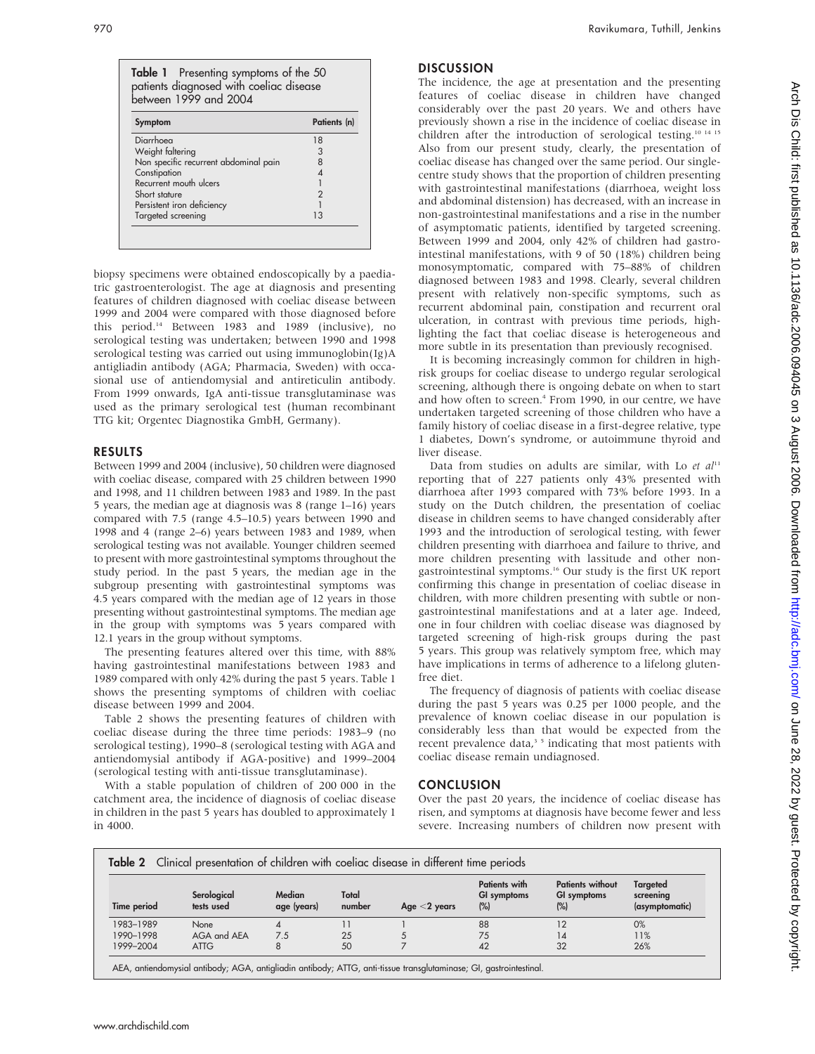**Table 1** Presenting symptoms of the 50 patients diagnosed with coeliac disease between 1999 and 2004

| Symptom | Patients (n) |
|---|---|
| Diarrhoea | 18 |
| Weight faltering | 3 |
| Non specific recurrent abdominal pain | 8 |
| Constipation | 4 |
| Recurrent mouth ulcers | 1 |
| Short stature | 2 |
| Persistent iron deficiency | 1 |
| Targeted screening | 13 |

biopsy specimens were obtained endoscopically by a paediatric gastroenterologist. The age at diagnosis and presenting features of children diagnosed with coeliac disease between 1999 and 2004 were compared with those diagnosed before this period.[14] Between 1983 and 1989 (inclusive), no serological testing was undertaken; between 1990 and 1998 serological testing was carried out using immunoglobin(Ig)A antigliadin antibody (AGA; Pharmacia, Sweden) with occasional use of antiendomysial and antireticulin antibody. From 1999 onwards, IgA anti-tissue transglutaminase was used as the primary serological test (human recombinant TTG kit; Orgentec Diagnostika GmbH, Germany).

## RESULTS

Between 1999 and 2004 (inclusive), 50 children were diagnosed with coeliac disease, compared with 25 children between 1990 and 1998, and 11 children between 1983 and 1989. In the past 5 years, the median age at diagnosis was 8 (range 1–16) years compared with 7.5 (range 4.5–10.5) years between 1990 and 1998 and 4 (range 2–6) years between 1983 and 1989, when serological testing was not available. Younger children seemed to present with more gastrointestinal symptoms throughout the study period. In the past 5 years, the median age in the subgroup presenting with gastrointestinal symptoms was 4.5 years compared with the median age of 12 years in those presenting without gastrointestinal symptoms. The median age in the group with symptoms was 5 years compared with 12.1 years in the group without symptoms.

The presenting features altered over this time, with 88% having gastrointestinal manifestations between 1983 and 1989 compared with only 42% during the past 5 years. Table 1 shows the presenting symptoms of children with coeliac disease between 1999 and 2004.

Table 2 shows the presenting features of children with coeliac disease during the three time periods: 1983–9 (no serological testing), 1990–8 (serological testing with AGA and antiendomysial antibody if AGA-positive) and 1999–2004 (serological testing with anti-tissue transglutaminase).

With a stable population of children of 200 000 in the catchment area, the incidence of diagnosis of coeliac disease in children in the past 5 years has doubled to approximately 1 in 4000.

## DISCUSSION

The incidence, the age at presentation and the presenting features of coeliac disease in children have changed considerably over the past 20 years. We and others have previously shown a rise in the incidence of coeliac disease in children after the introduction of serological testing.[10 14 15] Also from our present study, clearly, the presentation of coeliac disease has changed over the same period. Our single-centre study shows that the proportion of children presenting with gastrointestinal manifestations (diarrhoea, weight loss and abdominal distension) has decreased, with an increase in non-gastrointestinal manifestations and a rise in the number of asymptomatic patients, identified by targeted screening. Between 1999 and 2004, only 42% of children had gastrointestinal manifestations, with 9 of 50 (18%) children being monosymptomatic, compared with 75–88% of children diagnosed between 1983 and 1998. Clearly, several children present with relatively non-specific symptoms, such as recurrent abdominal pain, constipation and recurrent oral ulceration, in contrast with previous time periods, highlighting the fact that coeliac disease is heterogeneous and more subtle in its presentation than previously recognised.

It is becoming increasingly common for children in high-risk groups for coeliac disease to undergo regular serological screening, although there is ongoing debate on when to start and how often to screen.[4] From 1990, in our centre, we have undertaken targeted screening of those children who have a family history of coeliac disease in a first-degree relative, type 1 diabetes, Down's syndrome, or autoimmune thyroid and liver disease.

Data from studies on adults are similar, with Lo *et al*[11] reporting that of 227 patients only 43% presented with diarrhoea after 1993 compared with 73% before 1993. In a study on the Dutch children, the presentation of coeliac disease in children seems to have changed considerably after 1993 and the introduction of serological testing, with fewer children presenting with diarrhoea and failure to thrive, and more children presenting with lassitude and other non-gastrointestinal symptoms.[16] Our study is the first UK report confirming this change in presentation of coeliac disease in children, with more children presenting with subtle or non-gastrointestinal manifestations and at a later age. Indeed, one in four children with coeliac disease was diagnosed by targeted screening of high-risk groups during the past 5 years. This group was relatively symptom free, which may have implications in terms of adherence to a lifelong gluten-free diet.

The frequency of diagnosis of patients with coeliac disease during the past 5 years was 0.25 per 1000 people, and the prevalence of known coeliac disease in our population is considerably less than that would be expected from the recent prevalence data,[3 5] indicating that most patients with coeliac disease remain undiagnosed.

## CONCLUSION

Over the past 20 years, the incidence of coeliac disease has risen, and symptoms at diagnosis have become fewer and less severe. Increasing numbers of children now present with

**Table 2** Clinical presentation of children with coeliac disease in different time periods

| Time period | Serological tests used | Median age (years) | Total number | Age <2 years | Patients with GI symptoms (%) | Patients without GI symptoms (%) | Targeted screening (asymptomatic) |
|---|---|---|---|---|---|---|---|
| 1983–1989 | None | 4 | 11 | 1 | 88 | 12 | 0% |
| 1990–1998 | AGA and AEA | 7.5 | 25 | 5 | 75 | 14 | 11% |
| 1999–2004 | ATTG | 8 | 50 | 7 | 42 | 32 | 26% |

AEA, antiendomysial antibody; AGA, antigliadin antibody; ATTG, anti-tissue transglutaminase; GI, gastrointestinal.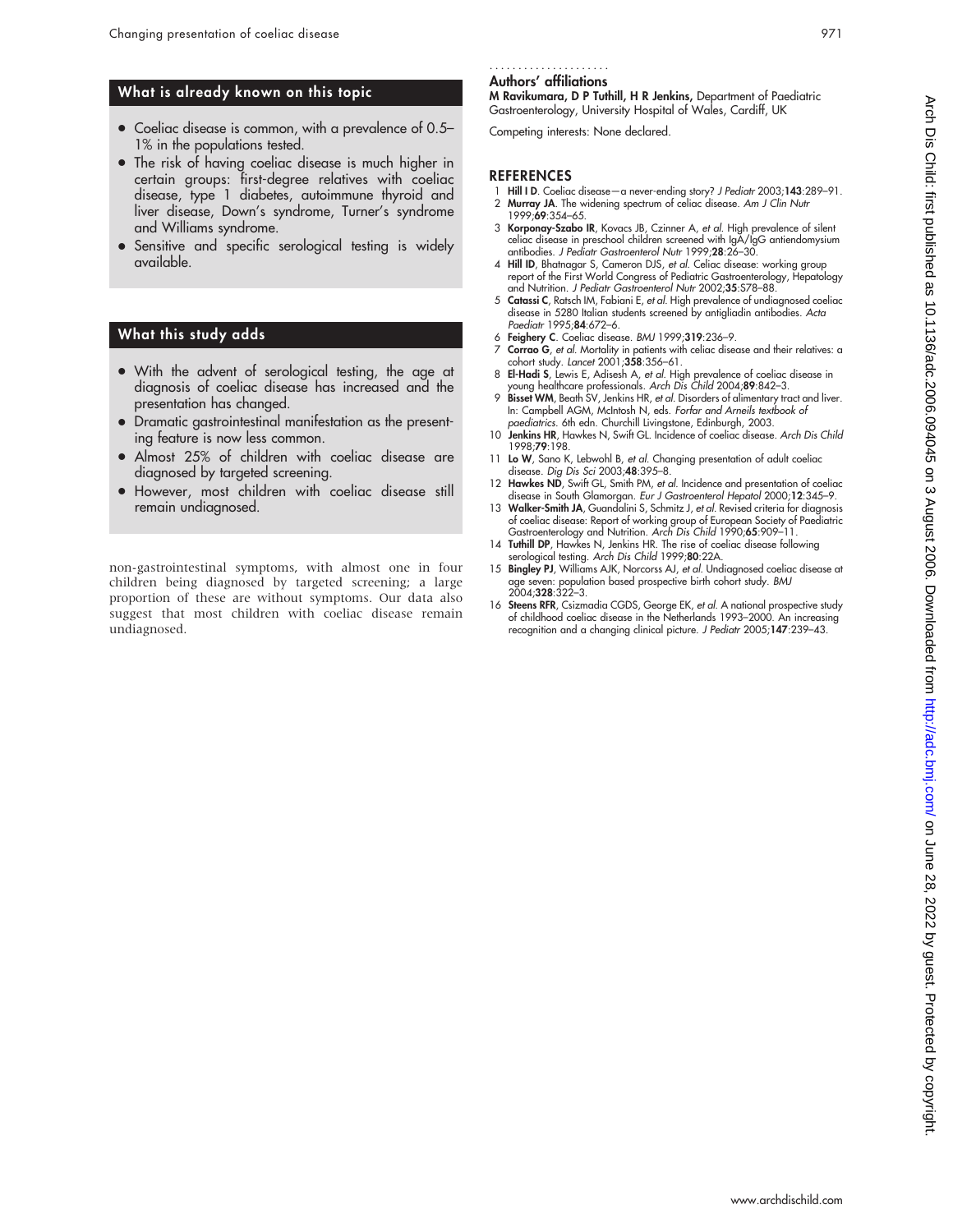## What is already known on this topic

- Coeliac disease is common, with a prevalence of 0.5–1% in the populations tested.
- The risk of having coeliac disease is much higher in certain groups: first-degree relatives with coeliac disease, type 1 diabetes, autoimmune thyroid and liver disease, Down's syndrome, Turner's syndrome and Williams syndrome.
- Sensitive and specific serological testing is widely available.

## What this study adds

- With the advent of serological testing, the age at diagnosis of coeliac disease has increased and the presentation has changed.
- Dramatic gastrointestinal manifestation as the presenting feature is now less common.
- Almost 25% of children with coeliac disease are diagnosed by targeted screening.
- However, most children with coeliac disease still remain undiagnosed.

non-gastrointestinal symptoms, with almost one in four children being diagnosed by targeted screening; a large proportion of these are without symptoms. Our data also suggest that most children with coeliac disease remain undiagnosed.

### Authors' affiliations

**M Ravikumara, D P Tuthill, H R Jenkins,** Department of Paediatric Gastroenterology, University Hospital of Wales, Cardiff, UK

Competing interests: None declared.

## REFERENCES

1. **Hill I D**. Coeliac disease—a never-ending story? *J Pediatr* 2003;**143**:289–91.
2. **Murray JA**. The widening spectrum of celiac disease. *Am J Clin Nutr* 1999;**69**:354–65.
3. **Korponay-Szabo IR**, Kovacs JB, Czinner A, *et al*. High prevalence of silent celiac disease in preschool children screened with IgA/IgG antiendomysium antibodies. *J Pediatr Gastroenterol Nutr* 1999;**28**:26–30.
4. **Hill ID**, Bhatnagar S, Cameron DJS, *et al*. Celiac disease: working group report of the First World Congress of Pediatric Gastroenterology, Hepatology and Nutrition. *J Pediatr Gastroenterol Nutr* 2002;**35**:S78–88.
5. **Catassi C**, Ratsch IM, Fabiani E, *et al*. High prevalence of undiagnosed coeliac disease in 5280 Italian students screened by antigliadin antibodies. *Acta Paediatr* 1995;**84**:672–6.
6. **Feighery C**. Coeliac disease. *BMJ* 1999;**319**:236–9.
7. **Corrao G**, *et al*. Mortality in patients with celiac disease and their relatives: a cohort study. *Lancet* 2001;**358**:356–61.
8. **El-Hadi S**, Lewis E, Adisesh A, *et al*. High prevalence of coeliac disease in young healthcare professionals. *Arch Dis Child* 2004;**89**:842–3.
9. **Bisset WM**, Beath SV, Jenkins HR, *et al*. Disorders of alimentary tract and liver. In: Campbell AGM, McIntosh N, eds. *Forfar and Arneils textbook of paediatrics*. 6th edn. Churchill Livingstone, Edinburgh, 2003.
10. **Jenkins HR**, Hawkes N, Swift GL. Incidence of coeliac disease. *Arch Dis Child* 1998;**79**:198.
11. **Lo W**, Sano K, Lebwohl B, *et al*. Changing presentation of adult coeliac disease. *Dig Dis Sci* 2003;**48**:395–8.
12. **Hawkes ND**, Swift GL, Smith PM, *et al*. Incidence and presentation of coeliac disease in South Glamorgan. *Eur J Gastroenterol Hepatol* 2000;**12**:345–9.
13. **Walker-Smith JA**, Guandalini S, Schmitz J, *et al*. Revised criteria for diagnosis of coeliac disease: Report of working group of European Society of Paediatric Gastroenterology and Nutrition. *Arch Dis Child* 1990;**65**:909–11.
14. **Tuthill DP**, Hawkes N, Jenkins HR. The rise of coeliac disease following serological testing. *Arch Dis Child* 1999;**80**:22A.
15. **Bingley PJ**, Williams AJK, Norcorss AJ, *et al*. Undiagnosed coeliac disease at age seven: population based prospective birth cohort study. *BMJ* 2004;**328**:322–3.
16. **Steens RFR**, Csizmadia CGDS, George EK, *et al*. A national prospective study of childhood coeliac disease in the Netherlands 1993–2000. An increasing recognition and a changing clinical picture. *J Pediatr* 2005;**147**:239–43.